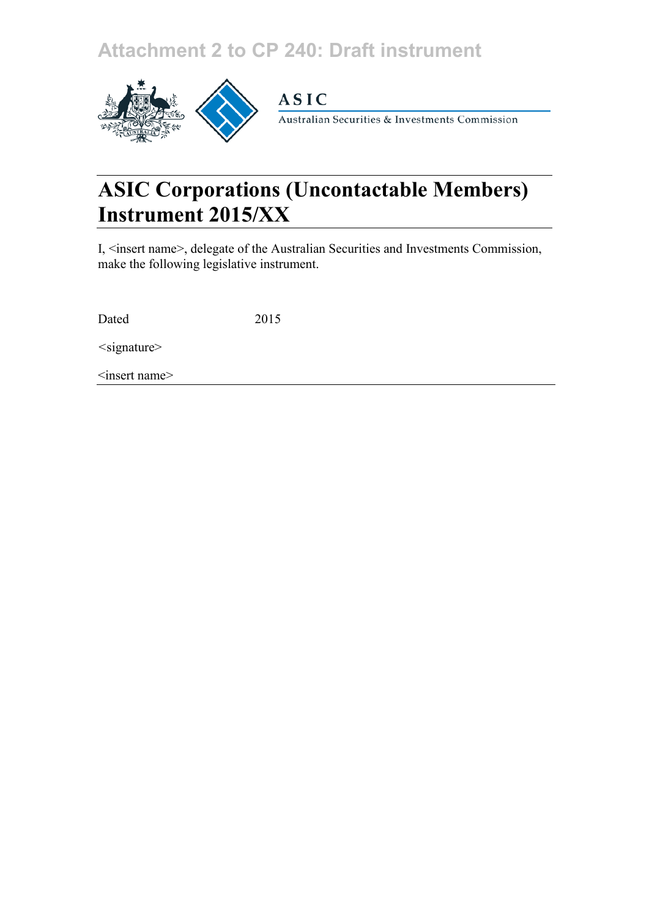Attachment 2 to CP 240: Draft instrument

ASIC

Australian Securities & Investments Commission

# ASIC Corporations (Uncontactable Members) Instrument 2015/XX

I, <insert name>, delegate of the Australian Securities and Investments Commission, make the following legislative instrument.

Dated 2015

<signature>

<insert name>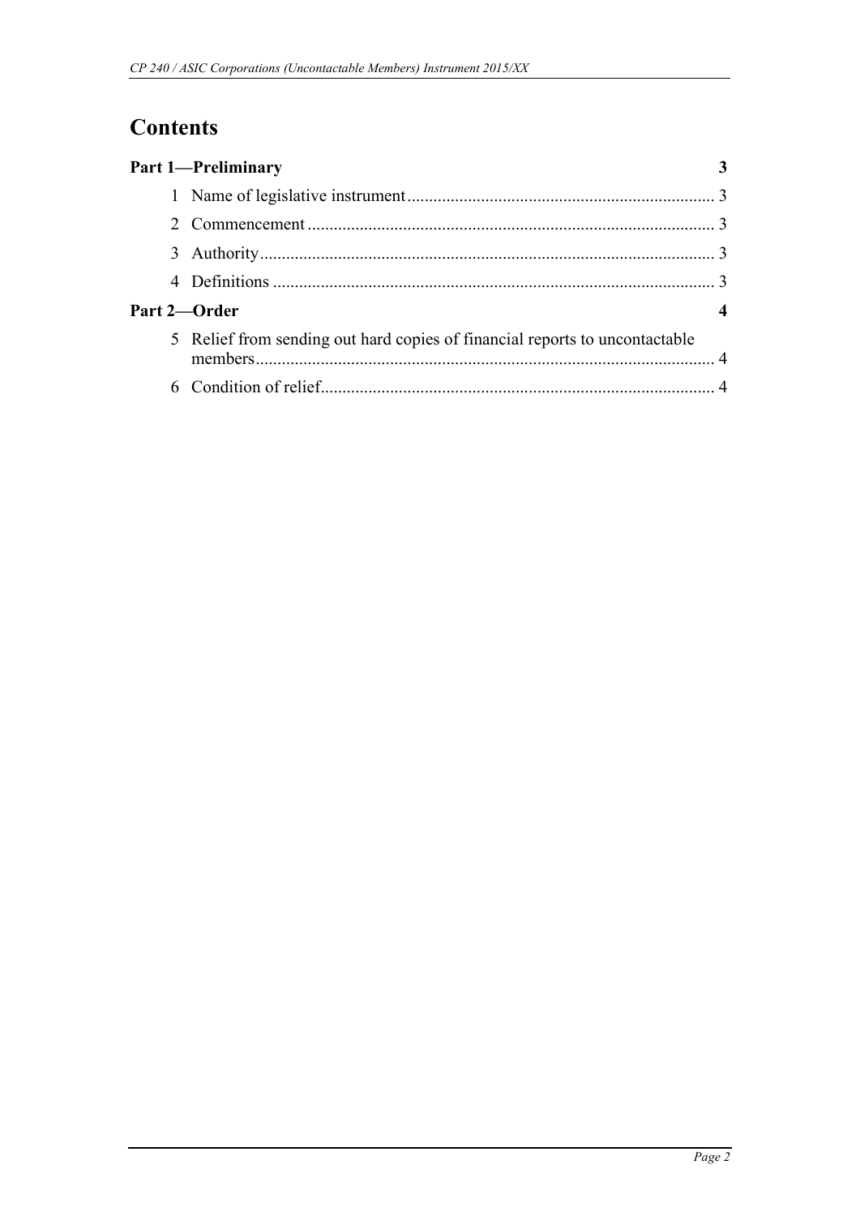# Contents

**Part 1—Preliminary** 3

1 Name of legislative instrument 3

2 Commencement 3

3 Authority 3

4 Definitions 3

**Part 2—Order** 4

5 Relief from sending out hard copies of financial reports to uncontactable members 4

6 Condition of relief 4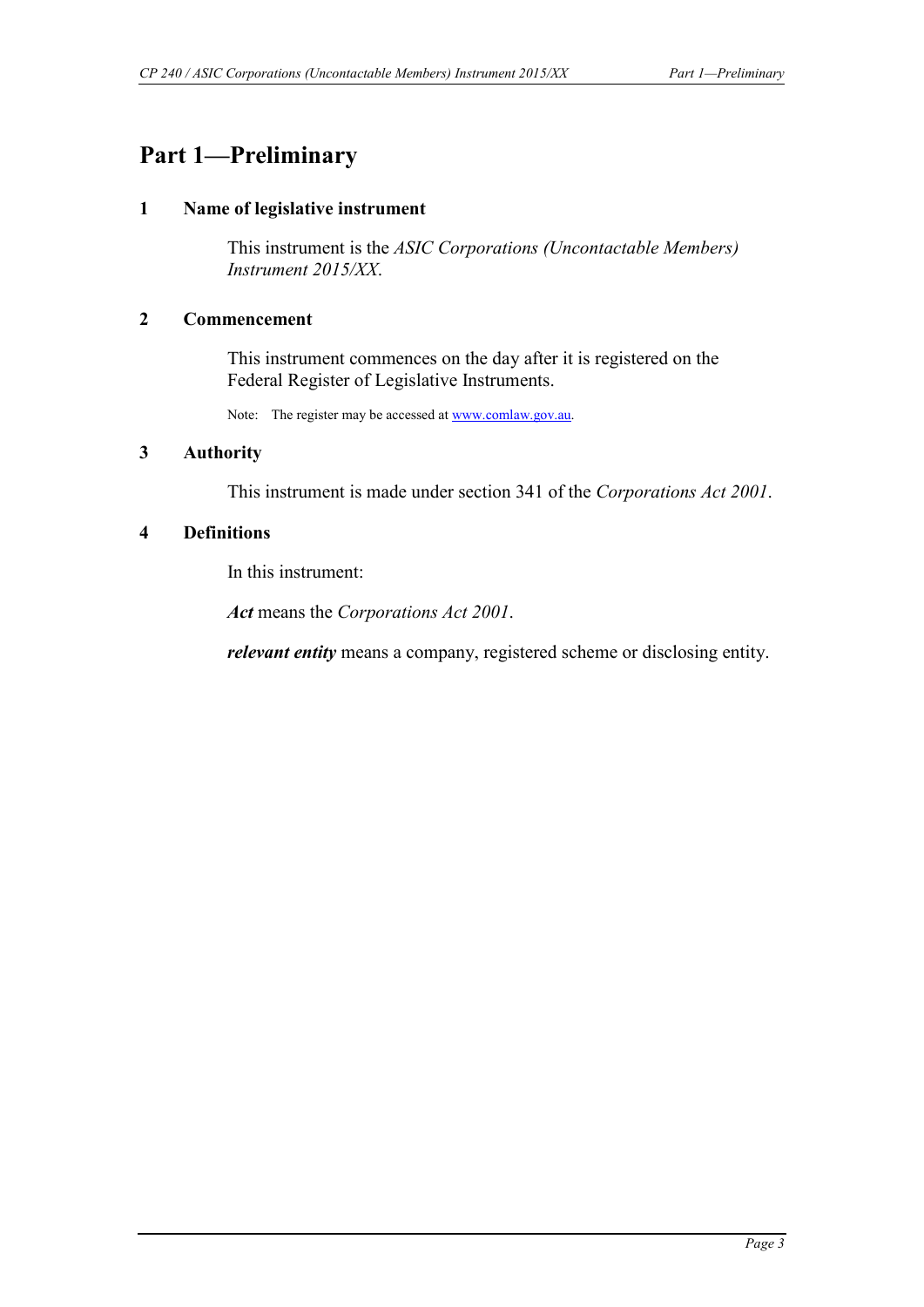# Part 1—Preliminary

## 1 Name of legislative instrument

This instrument is the *ASIC Corporations (Uncontactable Members) Instrument 2015/XX*.

## 2 Commencement

This instrument commences on the day after it is registered on the Federal Register of Legislative Instruments.

Note: The register may be accessed at www.comlaw.gov.au.

## 3 Authority

This instrument is made under section 341 of the *Corporations Act 2001*.

## 4 Definitions

In this instrument:

***Act*** means the *Corporations Act 2001*.

***relevant entity*** means a company, registered scheme or disclosing entity.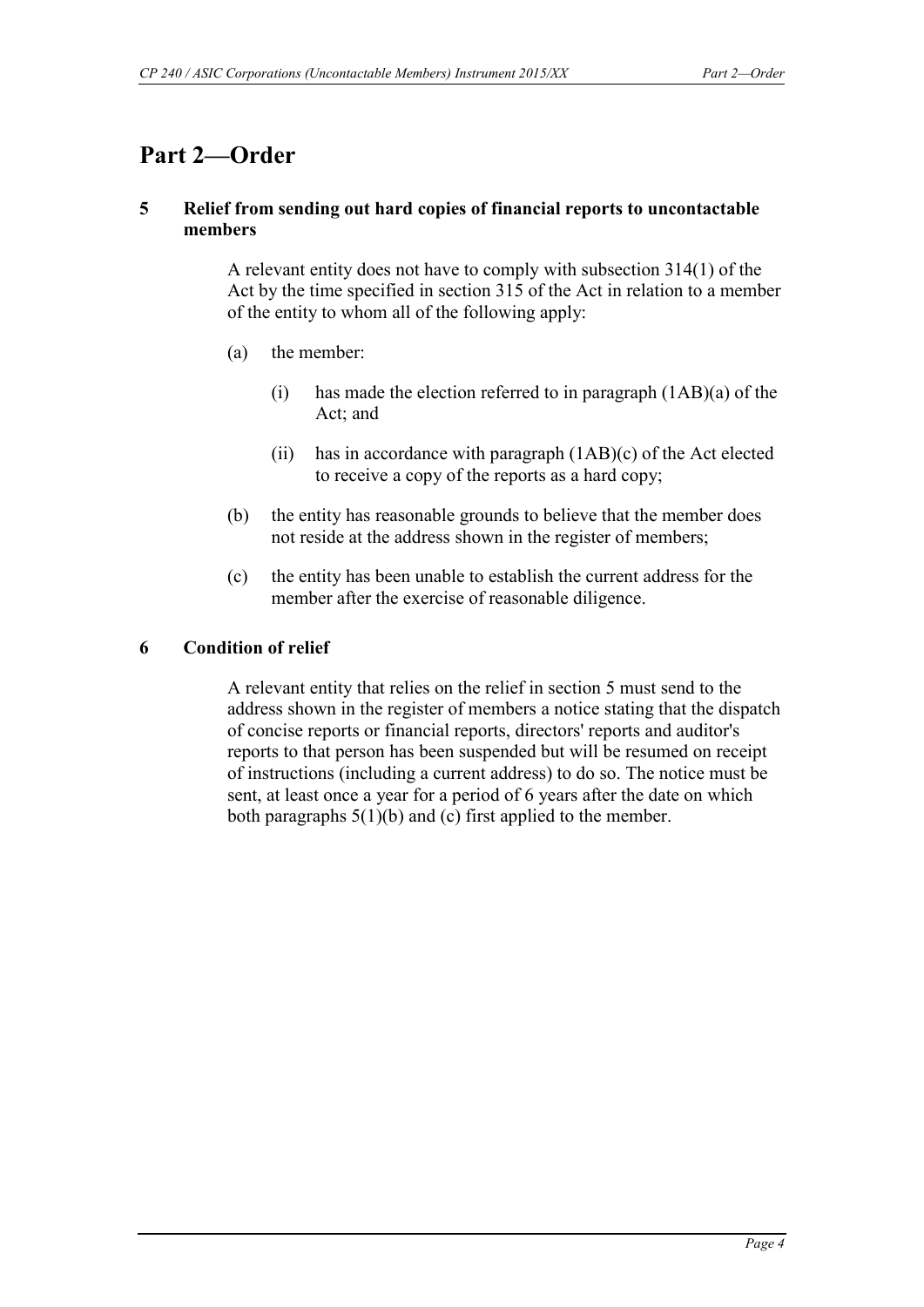# Part 2—Order

### 5 Relief from sending out hard copies of financial reports to uncontactable members

A relevant entity does not have to comply with subsection 314(1) of the Act by the time specified in section 315 of the Act in relation to a member of the entity to whom all of the following apply:

(a) the member:

(i) has made the election referred to in paragraph (1AB)(a) of the Act; and

(ii) has in accordance with paragraph (1AB)(c) of the Act elected to receive a copy of the reports as a hard copy;

(b) the entity has reasonable grounds to believe that the member does not reside at the address shown in the register of members;

(c) the entity has been unable to establish the current address for the member after the exercise of reasonable diligence.

### 6 Condition of relief

A relevant entity that relies on the relief in section 5 must send to the address shown in the register of members a notice stating that the dispatch of concise reports or financial reports, directors' reports and auditor's reports to that person has been suspended but will be resumed on receipt of instructions (including a current address) to do so. The notice must be sent, at least once a year for a period of 6 years after the date on which both paragraphs 5(1)(b) and (c) first applied to the member.